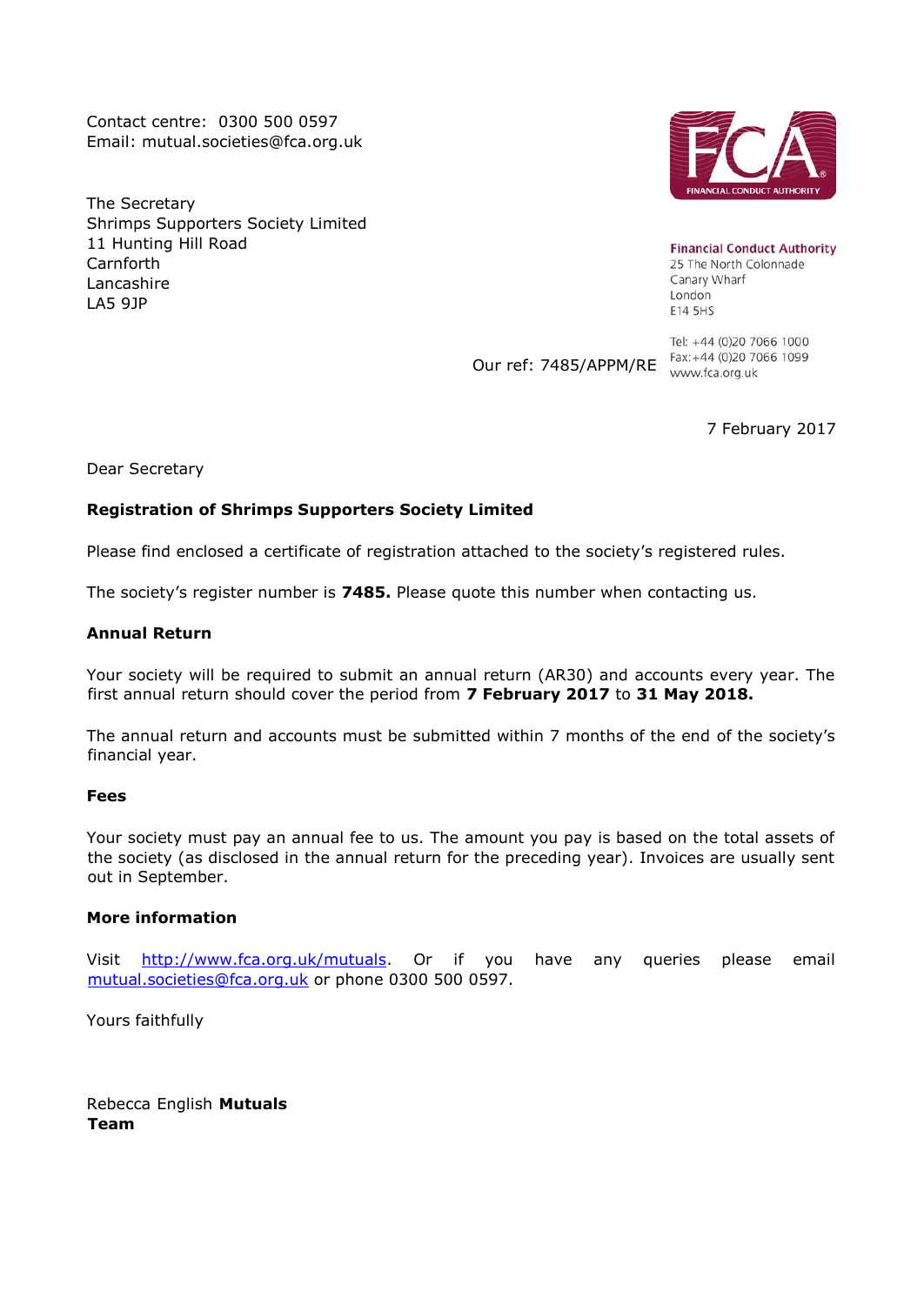Contact centre: 0300 500 0597
Email: mutual.societies@fca.org.uk

The Secretary
Shrimps Supporters Society Limited
11 Hunting Hill Road
Carnforth
Lancashire
LA5 9JP

**Financial Conduct Authority**
25 The North Colonnade
Canary Wharf
London
E14 5HS

Tel: +44 (0)20 7066 1000
Fax: +44 (0)20 7066 1099
www.fca.org.uk

Our ref: 7485/APPM/RE

7 February 2017

Dear Secretary

**Registration of Shrimps Supporters Society Limited**

Please find enclosed a certificate of registration attached to the society's registered rules.

The society's register number is **7485.** Please quote this number when contacting us.

**Annual Return**

Your society will be required to submit an annual return (AR30) and accounts every year. The first annual return should cover the period from **7 February 2017** to **31 May 2018.**

The annual return and accounts must be submitted within 7 months of the end of the society's financial year.

**Fees**

Your society must pay an annual fee to us. The amount you pay is based on the total assets of the society (as disclosed in the annual return for the preceding year). Invoices are usually sent out in September.

**More information**

Visit http://www.fca.org.uk/mutuals. Or if you have any queries please email mutual.societies@fca.org.uk or phone 0300 500 0597.

Yours faithfully

Rebecca English **Mutuals Team**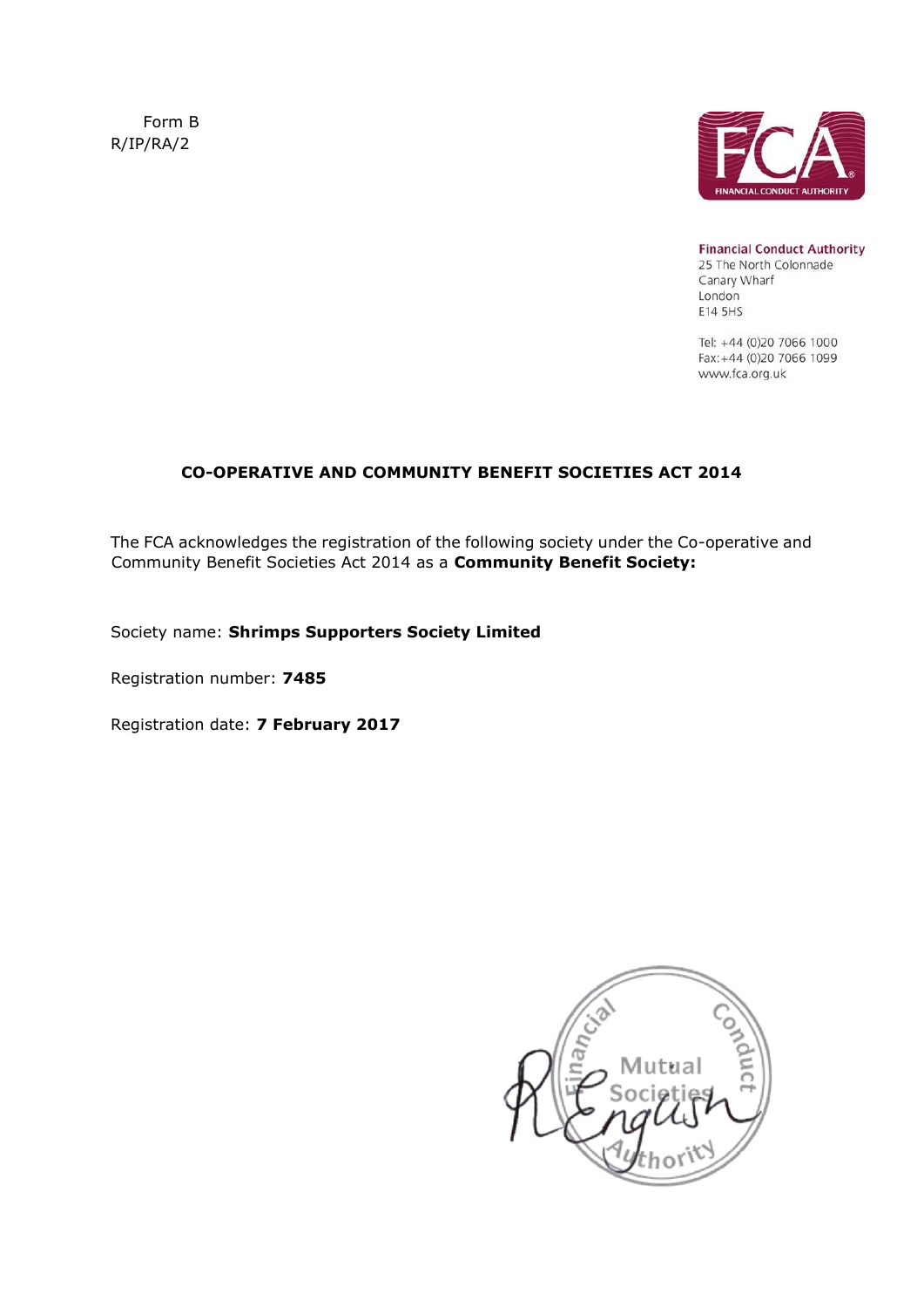Form B
R/IP/RA/2

**Financial Conduct Authority**
25 The North Colonnade
Canary Wharf
London
E14 5HS

Tel: +44 (0)20 7066 1000
Fax: +44 (0)20 7066 1099
www.fca.org.uk

## CO-OPERATIVE AND COMMUNITY BENEFIT SOCIETIES ACT 2014

The FCA acknowledges the registration of the following society under the Co-operative and Community Benefit Societies Act 2014 as a **Community Benefit Society:**

Society name: **Shrimps Supporters Society Limited**

Registration number: **7485**

Registration date: **7 February 2017**

Financial Conduct Mutual Societies Authority